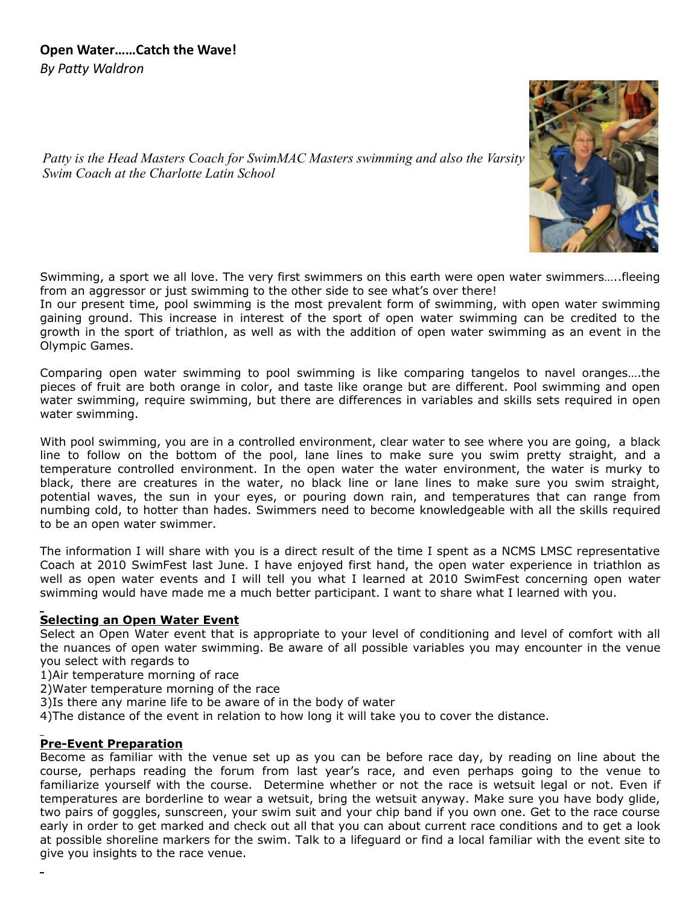## Open Water……Catch the Wave!

*By Patty Waldron*

*Patty is the Head Masters Coach for SwimMAC Masters swimming and also the Varsity Swim Coach at the Charlotte Latin School*

Swimming, a sport we all love. The very first swimmers on this earth were open water swimmers…..fleeing from an aggressor or just swimming to the other side to see what's over there!
In our present time, pool swimming is the most prevalent form of swimming, with open water swimming gaining ground. This increase in interest of the sport of open water swimming can be credited to the growth in the sport of triathlon, as well as with the addition of open water swimming as an event in the Olympic Games.

Comparing open water swimming to pool swimming is like comparing tangelos to navel oranges….the pieces of fruit are both orange in color, and taste like orange but are different. Pool swimming and open water swimming, require swimming, but there are differences in variables and skills sets required in open water swimming.

With pool swimming, you are in a controlled environment, clear water to see where you are going, a black line to follow on the bottom of the pool, lane lines to make sure you swim pretty straight, and a temperature controlled environment. In the open water the water environment, the water is murky to black, there are creatures in the water, no black line or lane lines to make sure you swim straight, potential waves, the sun in your eyes, or pouring down rain, and temperatures that can range from numbing cold, to hotter than hades. Swimmers need to become knowledgeable with all the skills required to be an open water swimmer.

The information I will share with you is a direct result of the time I spent as a NCMS LMSC representative Coach at 2010 SwimFest last June. I have enjoyed first hand, the open water experience in triathlon as well as open water events and I will tell you what I learned at 2010 SwimFest concerning open water swimming would have made me a much better participant. I want to share what I learned with you.

### Selecting an Open Water Event

Select an Open Water event that is appropriate to your level of conditioning and level of comfort with all the nuances of open water swimming. Be aware of all possible variables you may encounter in the venue you select with regards to

1) Air temperature morning of race
2) Water temperature morning of the race
3) Is there any marine life to be aware of in the body of water
4) The distance of the event in relation to how long it will take you to cover the distance.

### Pre-Event Preparation

Become as familiar with the venue set up as you can be before race day, by reading on line about the course, perhaps reading the forum from last year's race, and even perhaps going to the venue to familiarize yourself with the course. Determine whether or not the race is wetsuit legal or not. Even if temperatures are borderline to wear a wetsuit, bring the wetsuit anyway. Make sure you have body glide, two pairs of goggles, sunscreen, your swim suit and your chip band if you own one. Get to the race course early in order to get marked and check out all that you can about current race conditions and to get a look at possible shoreline markers for the swim. Talk to a lifeguard or find a local familiar with the event site to give you insights to the race venue.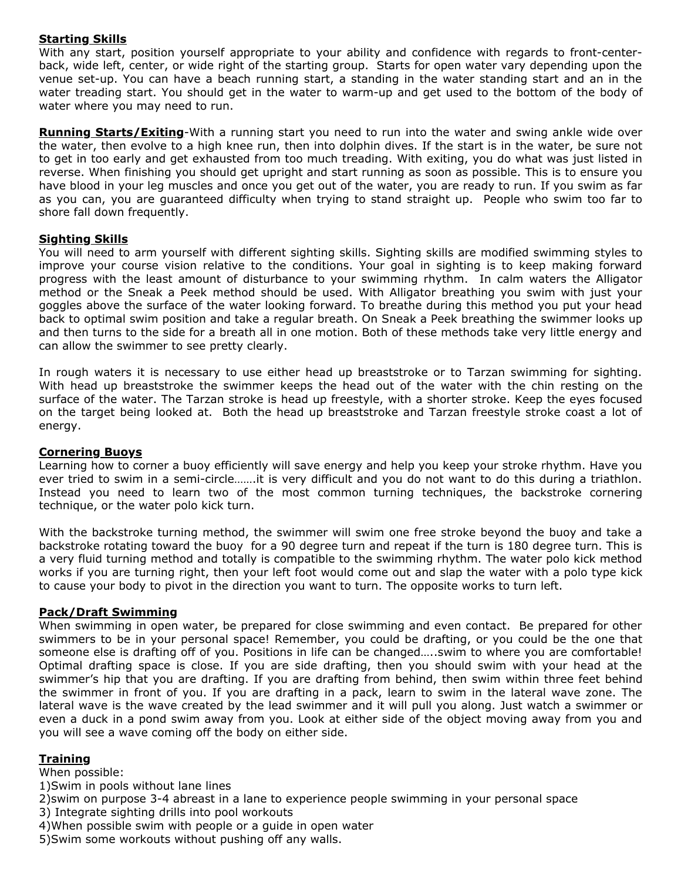## Starting Skills

With any start, position yourself appropriate to your ability and confidence with regards to front-center-back, wide left, center, or wide right of the starting group. Starts for open water vary depending upon the venue set-up. You can have a beach running start, a standing in the water standing start and an in the water treading start. You should get in the water to warm-up and get used to the bottom of the body of water where you may need to run.

**Running Starts/Exiting**-With a running start you need to run into the water and swing ankle wide over the water, then evolve to a high knee run, then into dolphin dives. If the start is in the water, be sure not to get in too early and get exhausted from too much treading. With exiting, you do what was just listed in reverse. When finishing you should get upright and start running as soon as possible. This is to ensure you have blood in your leg muscles and once you get out of the water, you are ready to run. If you swim as far as you can, you are guaranteed difficulty when trying to stand straight up. People who swim too far to shore fall down frequently.

## Sighting Skills

You will need to arm yourself with different sighting skills. Sighting skills are modified swimming styles to improve your course vision relative to the conditions. Your goal in sighting is to keep making forward progress with the least amount of disturbance to your swimming rhythm. In calm waters the Alligator method or the Sneak a Peek method should be used. With Alligator breathing you swim with just your goggles above the surface of the water looking forward. To breathe during this method you put your head back to optimal swim position and take a regular breath. On Sneak a Peek breathing the swimmer looks up and then turns to the side for a breath all in one motion. Both of these methods take very little energy and can allow the swimmer to see pretty clearly.

In rough waters it is necessary to use either head up breaststroke or to Tarzan swimming for sighting. With head up breaststroke the swimmer keeps the head out of the water with the chin resting on the surface of the water. The Tarzan stroke is head up freestyle, with a shorter stroke. Keep the eyes focused on the target being looked at. Both the head up breaststroke and Tarzan freestyle stroke coast a lot of energy.

## Cornering Buoys

Learning how to corner a buoy efficiently will save energy and help you keep your stroke rhythm. Have you ever tried to swim in a semi-circle…….it is very difficult and you do not want to do this during a triathlon. Instead you need to learn two of the most common turning techniques, the backstroke cornering technique, or the water polo kick turn.

With the backstroke turning method, the swimmer will swim one free stroke beyond the buoy and take a backstroke rotating toward the buoy for a 90 degree turn and repeat if the turn is 180 degree turn. This is a very fluid turning method and totally is compatible to the swimming rhythm. The water polo kick method works if you are turning right, then your left foot would come out and slap the water with a polo type kick to cause your body to pivot in the direction you want to turn. The opposite works to turn left.

## Pack/Draft Swimming

When swimming in open water, be prepared for close swimming and even contact. Be prepared for other swimmers to be in your personal space! Remember, you could be drafting, or you could be the one that someone else is drafting off of you. Positions in life can be changed…..swim to where you are comfortable! Optimal drafting space is close. If you are side drafting, then you should swim with your head at the swimmer's hip that you are drafting. If you are drafting from behind, then swim within three feet behind the swimmer in front of you. If you are drafting in a pack, learn to swim in the lateral wave zone. The lateral wave is the wave created by the lead swimmer and it will pull you along. Just watch a swimmer or even a duck in a pond swim away from you. Look at either side of the object moving away from you and you will see a wave coming off the body on either side.

## Training

When possible:

1) Swim in pools without lane lines
2) swim on purpose 3-4 abreast in a lane to experience people swimming in your personal space
3) Integrate sighting drills into pool workouts
4) When possible swim with people or a guide in open water
5) Swim some workouts without pushing off any walls.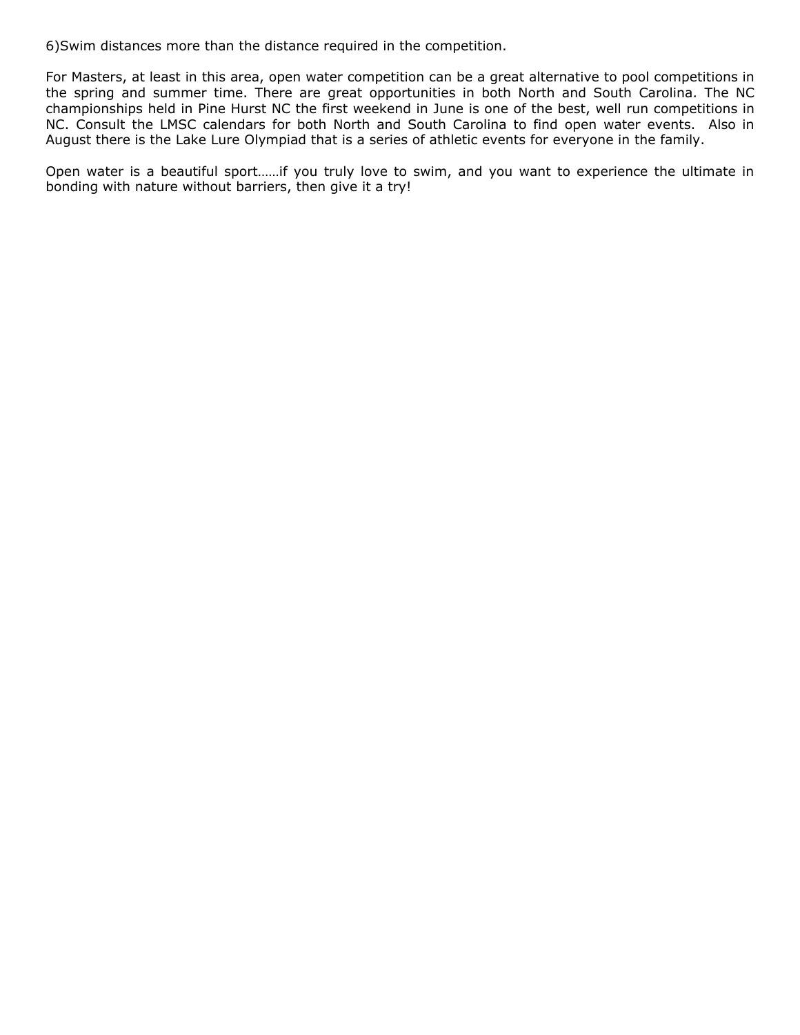6)Swim distances more than the distance required in the competition.

For Masters, at least in this area, open water competition can be a great alternative to pool competitions in the spring and summer time. There are great opportunities in both North and South Carolina. The NC championships held in Pine Hurst NC the first weekend in June is one of the best, well run competitions in NC. Consult the LMSC calendars for both North and South Carolina to find open water events. Also in August there is the Lake Lure Olympiad that is a series of athletic events for everyone in the family.

Open water is a beautiful sport……if you truly love to swim, and you want to experience the ultimate in bonding with nature without barriers, then give it a try!